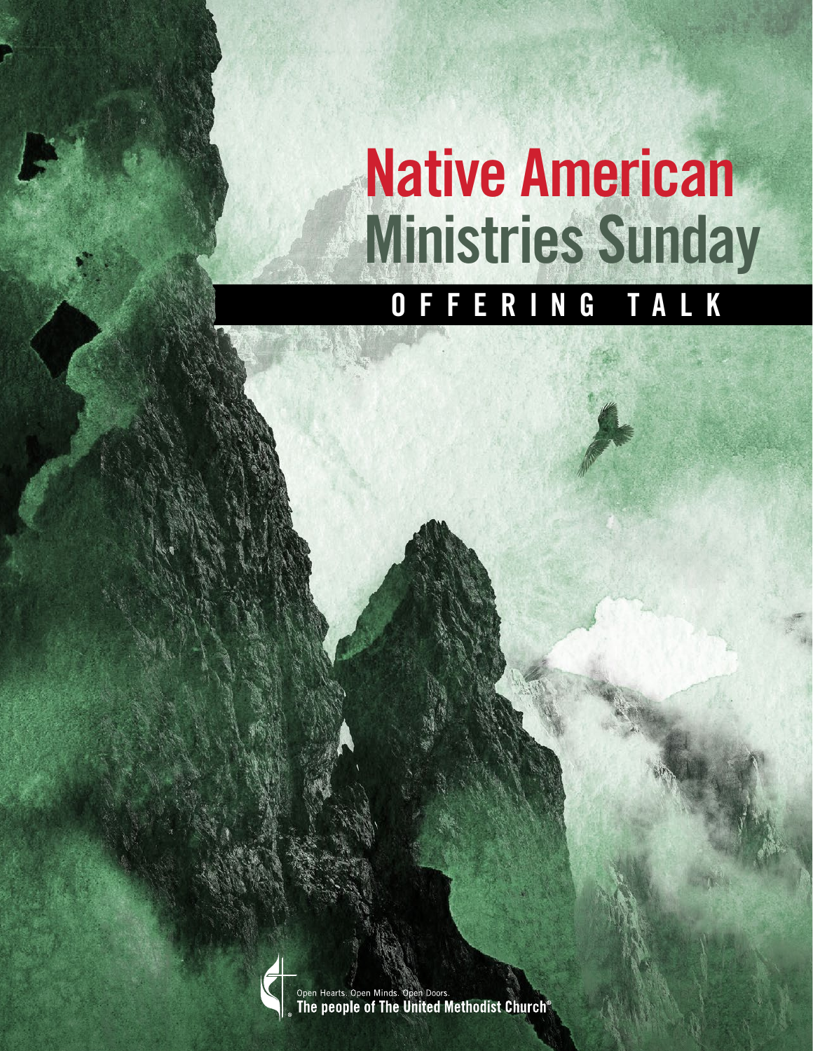# Native American Ministries Sunday

## OFFERING TALK

Open Hearts. Open Minds. Open Doors.
**The people of The United Methodist Church®**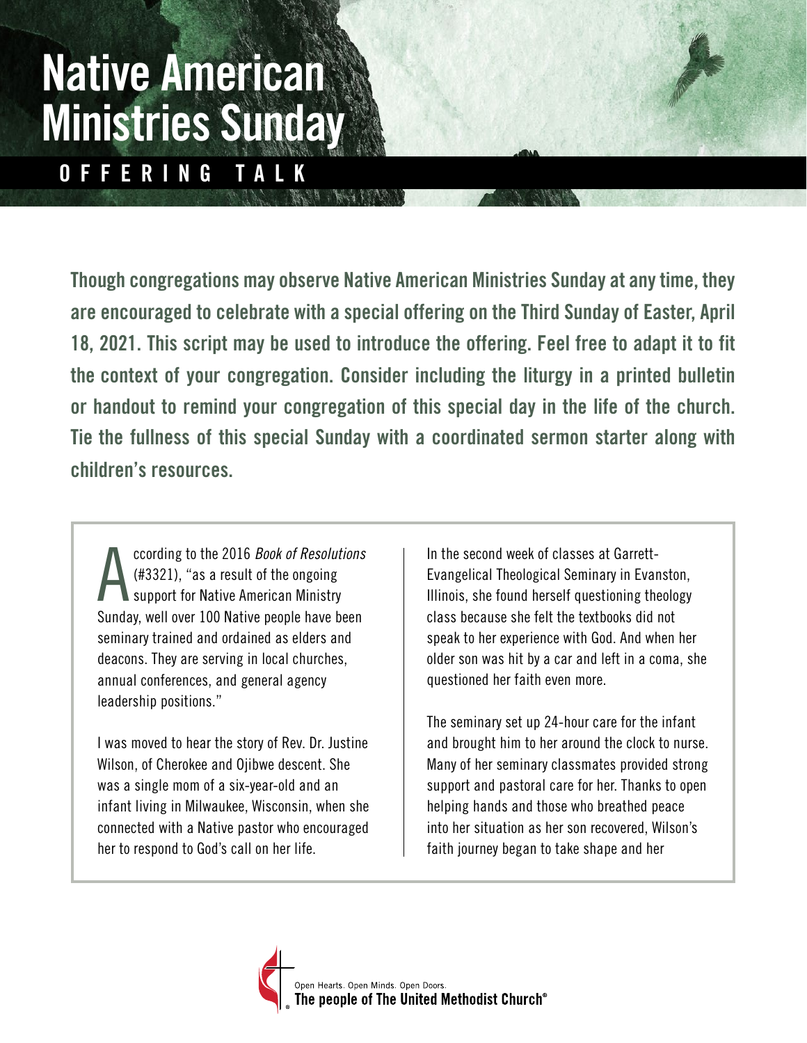# Native American Ministries Sunday

## OFFERING TALK

**Though congregations may observe Native American Ministries Sunday at any time, they are encouraged to celebrate with a special offering on the Third Sunday of Easter, April 18, 2021. This script may be used to introduce the offering. Feel free to adapt it to fit the context of your congregation. Consider including the liturgy in a printed bulletin or handout to remind your congregation of this special day in the life of the church. Tie the fullness of this special Sunday with a coordinated sermon starter along with children's resources.**

According to the 2016 *Book of Resolutions* (#3321), "as a result of the ongoing support for Native American Ministry Sunday, well over 100 Native people have been seminary trained and ordained as elders and deacons. They are serving in local churches, annual conferences, and general agency leadership positions."

I was moved to hear the story of Rev. Dr. Justine Wilson, of Cherokee and Ojibwe descent. She was a single mom of a six-year-old and an infant living in Milwaukee, Wisconsin, when she connected with a Native pastor who encouraged her to respond to God's call on her life.

In the second week of classes at Garrett-Evangelical Theological Seminary in Evanston, Illinois, she found herself questioning theology class because she felt the textbooks did not speak to her experience with God. And when her older son was hit by a car and left in a coma, she questioned her faith even more.

The seminary set up 24-hour care for the infant and brought him to her around the clock to nurse. Many of her seminary classmates provided strong support and pastoral care for her. Thanks to open helping hands and those who breathed peace into her situation as her son recovered, Wilson's faith journey began to take shape and her

Open Hearts. Open Minds. Open Doors.
**The people of The United Methodist Church®**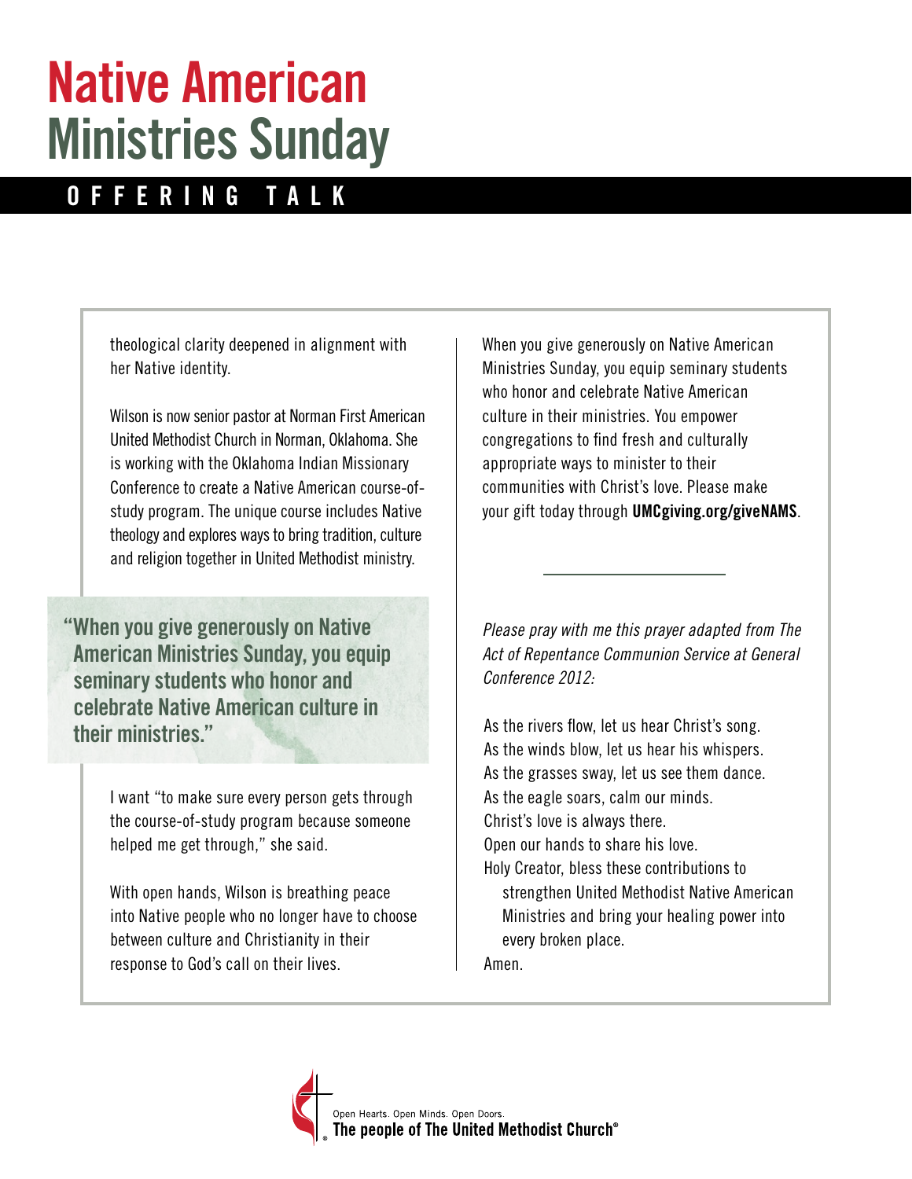# Native American Ministries Sunday

## OFFERING TALK

theological clarity deepened in alignment with her Native identity.

Wilson is now senior pastor at Norman First American United Methodist Church in Norman, Oklahoma. She is working with the Oklahoma Indian Missionary Conference to create a Native American course-of-study program. The unique course includes Native theology and explores ways to bring tradition, culture and religion together in United Methodist ministry.

> **"When you give generously on Native American Ministries Sunday, you equip seminary students who honor and celebrate Native American culture in their ministries."**

I want "to make sure every person gets through the course-of-study program because someone helped me get through," she said.

With open hands, Wilson is breathing peace into Native people who no longer have to choose between culture and Christianity in their response to God's call on their lives.

When you give generously on Native American Ministries Sunday, you equip seminary students who honor and celebrate Native American culture in their ministries. You empower congregations to find fresh and culturally appropriate ways to minister to their communities with Christ's love. Please make your gift today through **UMCgiving.org/giveNAMS**.

---

*Please pray with me this prayer adapted from The Act of Repentance Communion Service at General Conference 2012:*

As the rivers flow, let us hear Christ's song.
As the winds blow, let us hear his whispers.
As the grasses sway, let us see them dance.
As the eagle soars, calm our minds.
Christ's love is always there.
Open our hands to share his love.
Holy Creator, bless these contributions to strengthen United Methodist Native American Ministries and bring your healing power into every broken place.
Amen.

Open Hearts. Open Minds. Open Doors.
**The people of The United Methodist Church®**